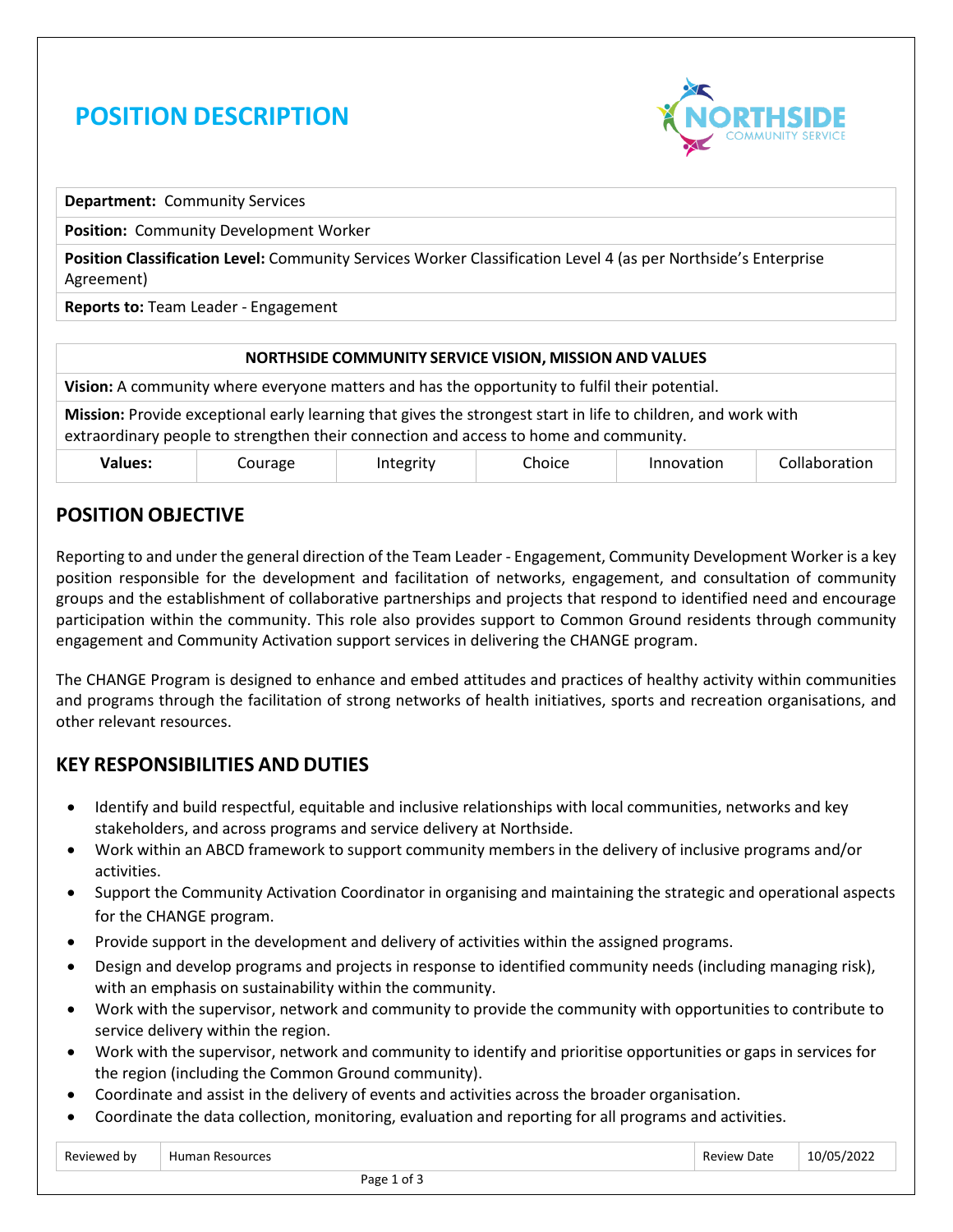# POSITION DESCRIPTION

**Department:** Community Services

**Position:** Community Development Worker

**Position Classification Level:** Community Services Worker Classification Level 4 (as per Northside's Enterprise Agreement)

**Reports to:** Team Leader - Engagement

| NORTHSIDE COMMUNITY SERVICE VISION, MISSION AND VALUES | | | | | |
|---|---|---|---|---|---|
| **Vision:** A community where everyone matters and has the opportunity to fulfil their potential. | | | | | |
| **Mission:** Provide exceptional early learning that gives the strongest start in life to children, and work with extraordinary people to strengthen their connection and access to home and community. | | | | | |
| **Values:** | Courage | Integrity | Choice | Innovation | Collaboration |

## POSITION OBJECTIVE

Reporting to and under the general direction of the Team Leader - Engagement, Community Development Worker is a key position responsible for the development and facilitation of networks, engagement, and consultation of community groups and the establishment of collaborative partnerships and projects that respond to identified need and encourage participation within the community. This role also provides support to Common Ground residents through community engagement and Community Activation support services in delivering the CHANGE program.

The CHANGE Program is designed to enhance and embed attitudes and practices of healthy activity within communities and programs through the facilitation of strong networks of health initiatives, sports and recreation organisations, and other relevant resources.

## KEY RESPONSIBILITIES AND DUTIES

- Identify and build respectful, equitable and inclusive relationships with local communities, networks and key stakeholders, and across programs and service delivery at Northside.
- Work within an ABCD framework to support community members in the delivery of inclusive programs and/or activities.
- Support the Community Activation Coordinator in organising and maintaining the strategic and operational aspects for the CHANGE program.
- Provide support in the development and delivery of activities within the assigned programs.
- Design and develop programs and projects in response to identified community needs (including managing risk), with an emphasis on sustainability within the community.
- Work with the supervisor, network and community to provide the community with opportunities to contribute to service delivery within the region.
- Work with the supervisor, network and community to identify and prioritise opportunities or gaps in services for the region (including the Common Ground community).
- Coordinate and assist in the delivery of events and activities across the broader organisation.
- Coordinate the data collection, monitoring, evaluation and reporting for all programs and activities.

| Reviewed by | Human Resources | Review Date | 10/05/2022 |
|---|---|---|---|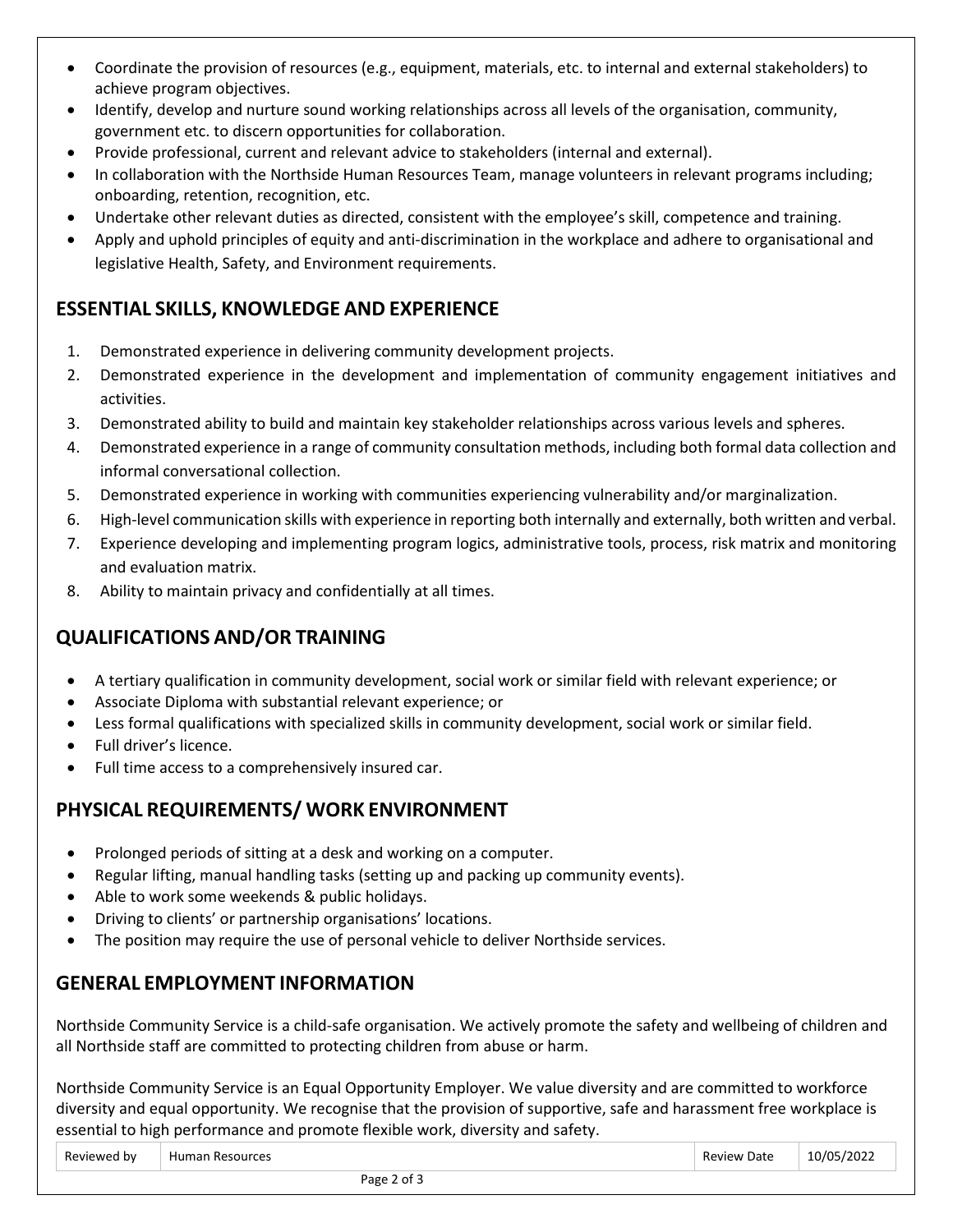- Coordinate the provision of resources (e.g., equipment, materials, etc. to internal and external stakeholders) to achieve program objectives.
- Identify, develop and nurture sound working relationships across all levels of the organisation, community, government etc. to discern opportunities for collaboration.
- Provide professional, current and relevant advice to stakeholders (internal and external).
- In collaboration with the Northside Human Resources Team, manage volunteers in relevant programs including; onboarding, retention, recognition, etc.
- Undertake other relevant duties as directed, consistent with the employee's skill, competence and training.
- Apply and uphold principles of equity and anti-discrimination in the workplace and adhere to organisational and legislative Health, Safety, and Environment requirements.

## ESSENTIAL SKILLS, KNOWLEDGE AND EXPERIENCE

1. Demonstrated experience in delivering community development projects.
2. Demonstrated experience in the development and implementation of community engagement initiatives and activities.
3. Demonstrated ability to build and maintain key stakeholder relationships across various levels and spheres.
4. Demonstrated experience in a range of community consultation methods, including both formal data collection and informal conversational collection.
5. Demonstrated experience in working with communities experiencing vulnerability and/or marginalization.
6. High-level communication skills with experience in reporting both internally and externally, both written and verbal.
7. Experience developing and implementing program logics, administrative tools, process, risk matrix and monitoring and evaluation matrix.
8. Ability to maintain privacy and confidentially at all times.

## QUALIFICATIONS AND/OR TRAINING

- A tertiary qualification in community development, social work or similar field with relevant experience; or
- Associate Diploma with substantial relevant experience; or
- Less formal qualifications with specialized skills in community development, social work or similar field.
- Full driver's licence.
- Full time access to a comprehensively insured car.

## PHYSICAL REQUIREMENTS/ WORK ENVIRONMENT

- Prolonged periods of sitting at a desk and working on a computer.
- Regular lifting, manual handling tasks (setting up and packing up community events).
- Able to work some weekends & public holidays.
- Driving to clients' or partnership organisations' locations.
- The position may require the use of personal vehicle to deliver Northside services.

## GENERAL EMPLOYMENT INFORMATION

Northside Community Service is a child-safe organisation. We actively promote the safety and wellbeing of children and all Northside staff are committed to protecting children from abuse or harm.

Northside Community Service is an Equal Opportunity Employer. We value diversity and are committed to workforce diversity and equal opportunity. We recognise that the provision of supportive, safe and harassment free workplace is essential to high performance and promote flexible work, diversity and safety.

| Reviewed by | Human Resources | Review Date | 10/05/2022 |
|---|---|---|---|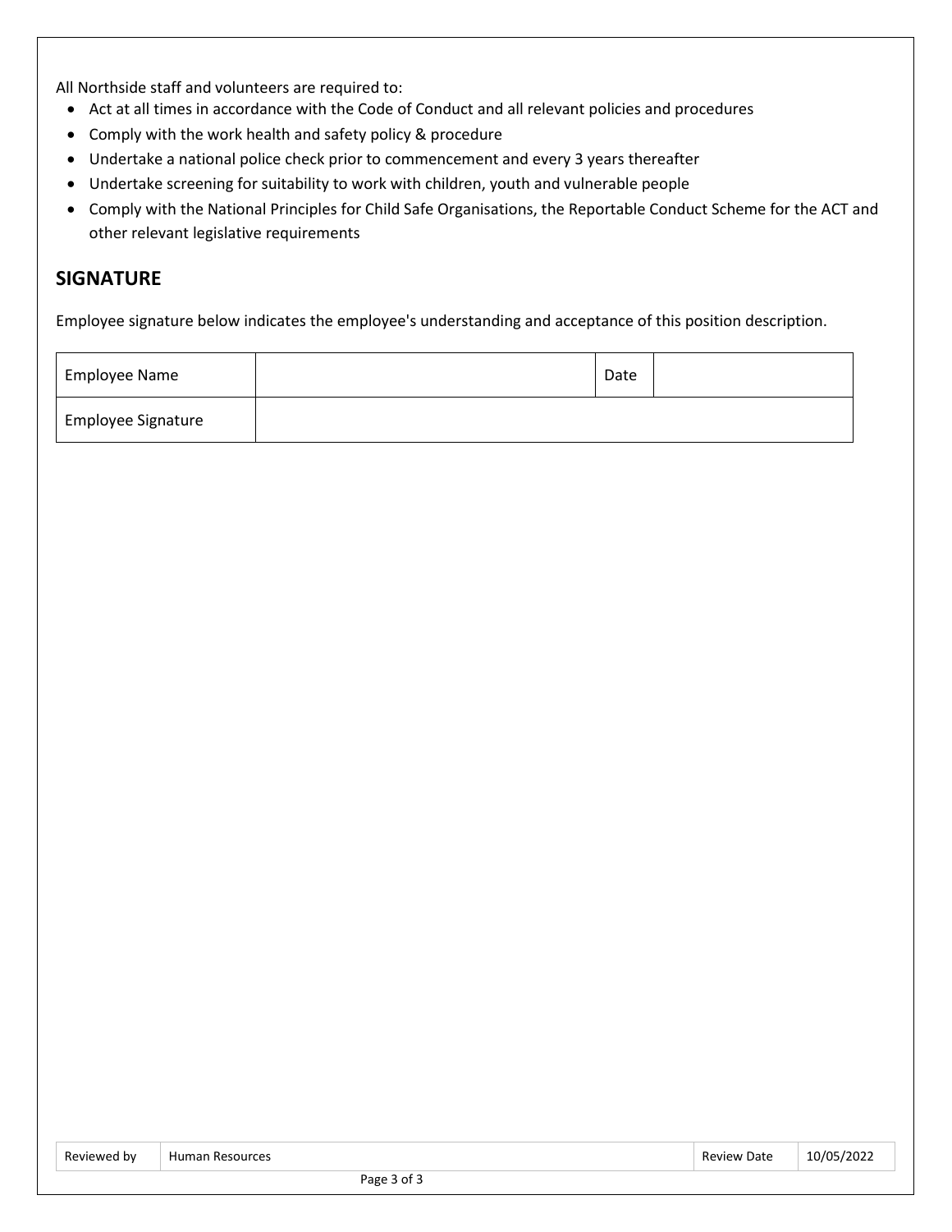All Northside staff and volunteers are required to:

- Act at all times in accordance with the Code of Conduct and all relevant policies and procedures
- Comply with the work health and safety policy & procedure
- Undertake a national police check prior to commencement and every 3 years thereafter
- Undertake screening for suitability to work with children, youth and vulnerable people
- Comply with the National Principles for Child Safe Organisations, the Reportable Conduct Scheme for the ACT and other relevant legislative requirements

## SIGNATURE

Employee signature below indicates the employee's understanding and acceptance of this position description.

| | | | |
|---|---|---|---|
| Employee Name | | Date | |
| Employee Signature | | | |